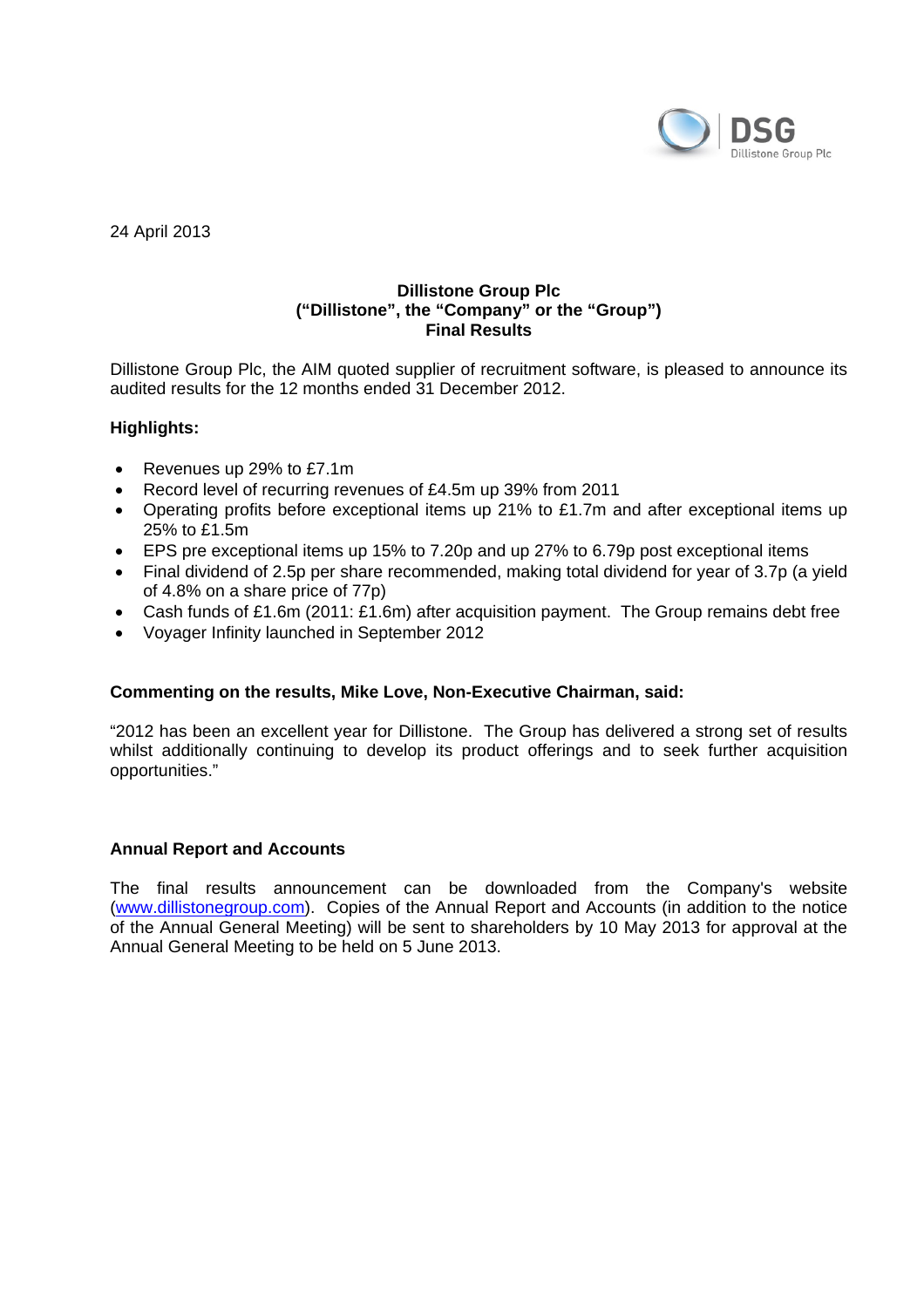24 April 2013

**Dillistone Group Plc**
**("Dillistone", the "Company" or the "Group")**
**Final Results**

Dillistone Group Plc, the AIM quoted supplier of recruitment software, is pleased to announce its audited results for the 12 months ended 31 December 2012.

**Highlights:**

- Revenues up 29% to £7.1m
- Record level of recurring revenues of £4.5m up 39% from 2011
- Operating profits before exceptional items up 21% to £1.7m and after exceptional items up 25% to £1.5m
- EPS pre exceptional items up 15% to 7.20p and up 27% to 6.79p post exceptional items
- Final dividend of 2.5p per share recommended, making total dividend for year of 3.7p (a yield of 4.8% on a share price of 77p)
- Cash funds of £1.6m (2011: £1.6m) after acquisition payment. The Group remains debt free
- Voyager Infinity launched in September 2012

**Commenting on the results, Mike Love, Non-Executive Chairman, said:**

"2012 has been an excellent year for Dillistone. The Group has delivered a strong set of results whilst additionally continuing to develop its product offerings and to seek further acquisition opportunities."

**Annual Report and Accounts**

The final results announcement can be downloaded from the Company's website (www.dillistonegroup.com). Copies of the Annual Report and Accounts (in addition to the notice of the Annual General Meeting) will be sent to shareholders by 10 May 2013 for approval at the Annual General Meeting to be held on 5 June 2013.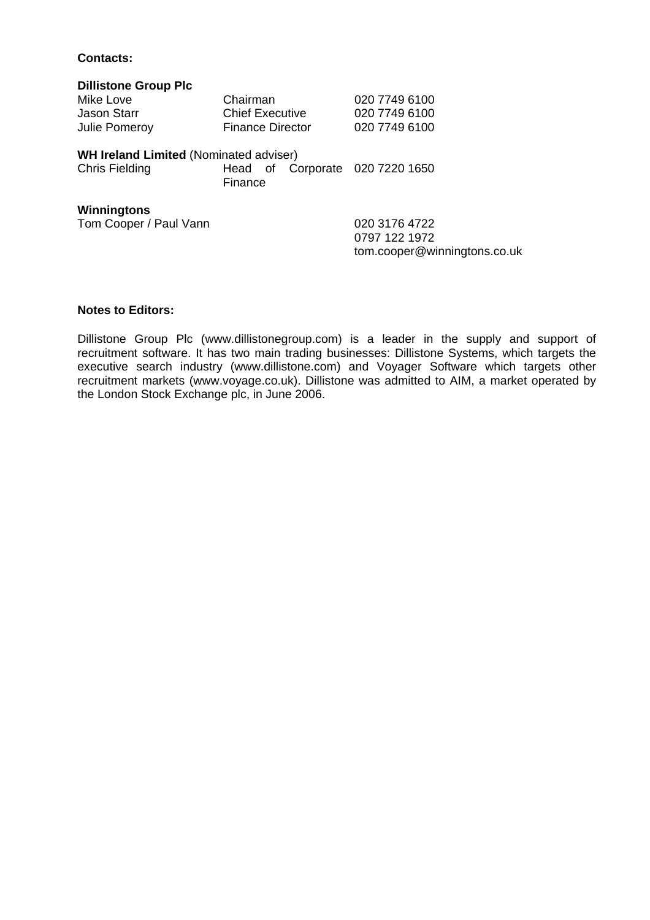**Contacts:**

**Dillistone Group Plc**

| | | |
|---|---|---|
| Mike Love | Chairman | 020 7749 6100 |
| Jason Starr | Chief Executive | 020 7749 6100 |
| Julie Pomeroy | Finance Director | 020 7749 6100 |

**WH Ireland Limited** (Nominated adviser)

| | | |
|---|---|---|
| Chris Fielding | Head of Corporate Finance | 020 7220 1650 |

**Winningtons**

| | | |
|---|---|---|
| Tom Cooper / Paul Vann | | 020 3176 4722<br>0797 122 1972<br>tom.cooper@winningtons.co.uk |

**Notes to Editors:**

Dillistone Group Plc (www.dillistonegroup.com) is a leader in the supply and support of recruitment software. It has two main trading businesses: Dillistone Systems, which targets the executive search industry (www.dillistone.com) and Voyager Software which targets other recruitment markets (www.voyage.co.uk). Dillistone was admitted to AIM, a market operated by the London Stock Exchange plc, in June 2006.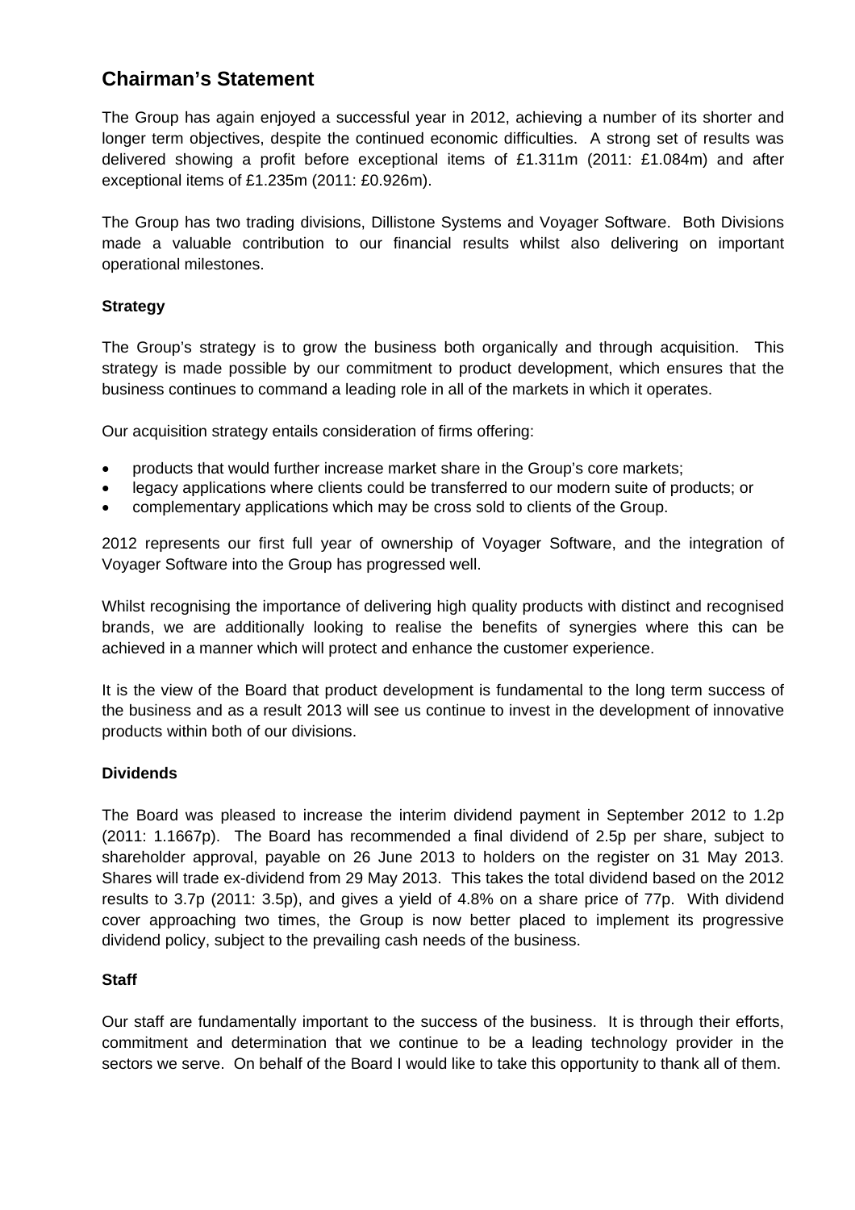# Chairman's Statement

The Group has again enjoyed a successful year in 2012, achieving a number of its shorter and longer term objectives, despite the continued economic difficulties. A strong set of results was delivered showing a profit before exceptional items of £1.311m (2011: £1.084m) and after exceptional items of £1.235m (2011: £0.926m).

The Group has two trading divisions, Dillistone Systems and Voyager Software. Both Divisions made a valuable contribution to our financial results whilst also delivering on important operational milestones.

### Strategy

The Group's strategy is to grow the business both organically and through acquisition. This strategy is made possible by our commitment to product development, which ensures that the business continues to command a leading role in all of the markets in which it operates.

Our acquisition strategy entails consideration of firms offering:

- products that would further increase market share in the Group's core markets;
- legacy applications where clients could be transferred to our modern suite of products; or
- complementary applications which may be cross sold to clients of the Group.

2012 represents our first full year of ownership of Voyager Software, and the integration of Voyager Software into the Group has progressed well.

Whilst recognising the importance of delivering high quality products with distinct and recognised brands, we are additionally looking to realise the benefits of synergies where this can be achieved in a manner which will protect and enhance the customer experience.

It is the view of the Board that product development is fundamental to the long term success of the business and as a result 2013 will see us continue to invest in the development of innovative products within both of our divisions.

### Dividends

The Board was pleased to increase the interim dividend payment in September 2012 to 1.2p (2011: 1.1667p). The Board has recommended a final dividend of 2.5p per share, subject to shareholder approval, payable on 26 June 2013 to holders on the register on 31 May 2013. Shares will trade ex-dividend from 29 May 2013. This takes the total dividend based on the 2012 results to 3.7p (2011: 3.5p), and gives a yield of 4.8% on a share price of 77p. With dividend cover approaching two times, the Group is now better placed to implement its progressive dividend policy, subject to the prevailing cash needs of the business.

### Staff

Our staff are fundamentally important to the success of the business. It is through their efforts, commitment and determination that we continue to be a leading technology provider in the sectors we serve. On behalf of the Board I would like to take this opportunity to thank all of them.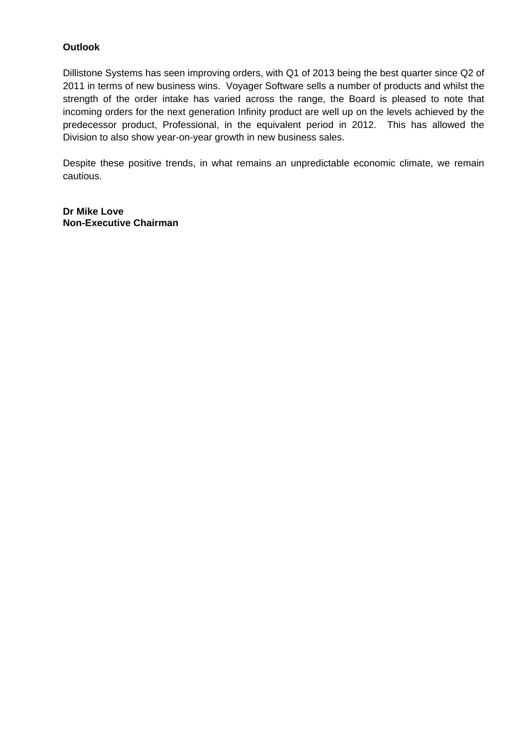**Outlook**

Dillistone Systems has seen improving orders, with Q1 of 2013 being the best quarter since Q2 of 2011 in terms of new business wins. Voyager Software sells a number of products and whilst the strength of the order intake has varied across the range, the Board is pleased to note that incoming orders for the next generation Infinity product are well up on the levels achieved by the predecessor product, Professional, in the equivalent period in 2012. This has allowed the Division to also show year-on-year growth in new business sales.

Despite these positive trends, in what remains an unpredictable economic climate, we remain cautious.

**Dr Mike Love**
**Non-Executive Chairman**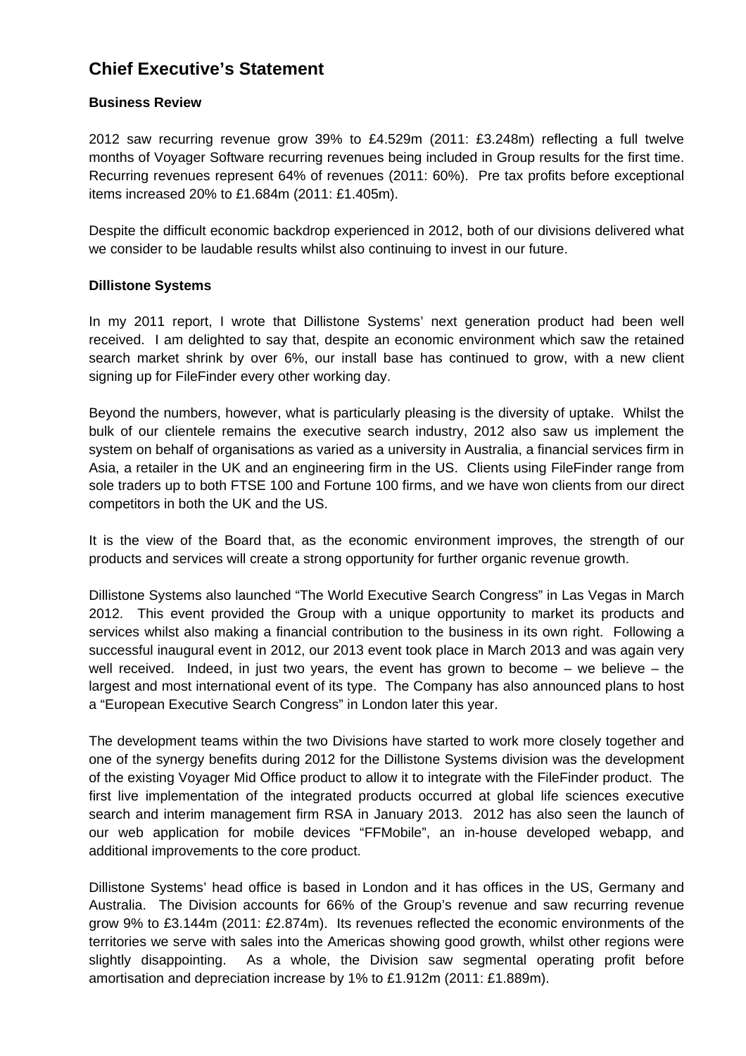# Chief Executive's Statement

**Business Review**

2012 saw recurring revenue grow 39% to £4.529m (2011: £3.248m) reflecting a full twelve months of Voyager Software recurring revenues being included in Group results for the first time. Recurring revenues represent 64% of revenues (2011: 60%). Pre tax profits before exceptional items increased 20% to £1.684m (2011: £1.405m).

Despite the difficult economic backdrop experienced in 2012, both of our divisions delivered what we consider to be laudable results whilst also continuing to invest in our future.

**Dillistone Systems**

In my 2011 report, I wrote that Dillistone Systems' next generation product had been well received. I am delighted to say that, despite an economic environment which saw the retained search market shrink by over 6%, our install base has continued to grow, with a new client signing up for FileFinder every other working day.

Beyond the numbers, however, what is particularly pleasing is the diversity of uptake. Whilst the bulk of our clientele remains the executive search industry, 2012 also saw us implement the system on behalf of organisations as varied as a university in Australia, a financial services firm in Asia, a retailer in the UK and an engineering firm in the US. Clients using FileFinder range from sole traders up to both FTSE 100 and Fortune 100 firms, and we have won clients from our direct competitors in both the UK and the US.

It is the view of the Board that, as the economic environment improves, the strength of our products and services will create a strong opportunity for further organic revenue growth.

Dillistone Systems also launched "The World Executive Search Congress" in Las Vegas in March 2012. This event provided the Group with a unique opportunity to market its products and services whilst also making a financial contribution to the business in its own right. Following a successful inaugural event in 2012, our 2013 event took place in March 2013 and was again very well received. Indeed, in just two years, the event has grown to become – we believe – the largest and most international event of its type. The Company has also announced plans to host a "European Executive Search Congress" in London later this year.

The development teams within the two Divisions have started to work more closely together and one of the synergy benefits during 2012 for the Dillistone Systems division was the development of the existing Voyager Mid Office product to allow it to integrate with the FileFinder product. The first live implementation of the integrated products occurred at global life sciences executive search and interim management firm RSA in January 2013. 2012 has also seen the launch of our web application for mobile devices "FFMobile", an in-house developed webapp, and additional improvements to the core product.

Dillistone Systems' head office is based in London and it has offices in the US, Germany and Australia. The Division accounts for 66% of the Group's revenue and saw recurring revenue grow 9% to £3.144m (2011: £2.874m). Its revenues reflected the economic environments of the territories we serve with sales into the Americas showing good growth, whilst other regions were slightly disappointing. As a whole, the Division saw segmental operating profit before amortisation and depreciation increase by 1% to £1.912m (2011: £1.889m).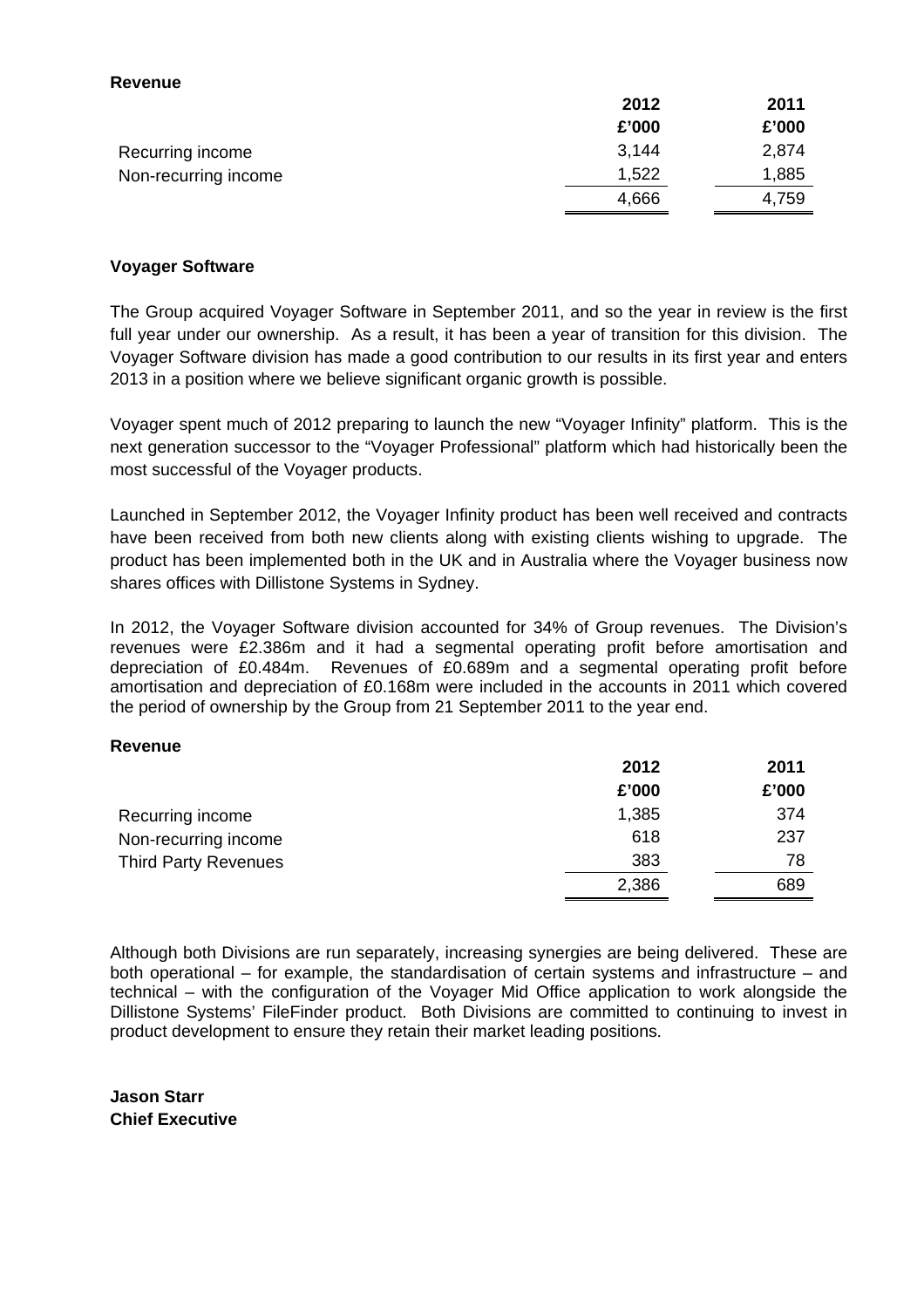**Revenue**

| | 2012 | 2011 |
|---|---|---|
| | £'000 | £'000 |
| Recurring income | 3,144 | 2,874 |
| Non-recurring income | 1,522 | 1,885 |
| | 4,666 | 4,759 |

**Voyager Software**

The Group acquired Voyager Software in September 2011, and so the year in review is the first full year under our ownership. As a result, it has been a year of transition for this division. The Voyager Software division has made a good contribution to our results in its first year and enters 2013 in a position where we believe significant organic growth is possible.

Voyager spent much of 2012 preparing to launch the new "Voyager Infinity" platform. This is the next generation successor to the "Voyager Professional" platform which had historically been the most successful of the Voyager products.

Launched in September 2012, the Voyager Infinity product has been well received and contracts have been received from both new clients along with existing clients wishing to upgrade. The product has been implemented both in the UK and in Australia where the Voyager business now shares offices with Dillistone Systems in Sydney.

In 2012, the Voyager Software division accounted for 34% of Group revenues. The Division's revenues were £2.386m and it had a segmental operating profit before amortisation and depreciation of £0.484m. Revenues of £0.689m and a segmental operating profit before amortisation and depreciation of £0.168m were included in the accounts in 2011 which covered the period of ownership by the Group from 21 September 2011 to the year end.

**Revenue**

| | 2012 | 2011 |
|---|---|---|
| | £'000 | £'000 |
| Recurring income | 1,385 | 374 |
| Non-recurring income | 618 | 237 |
| Third Party Revenues | 383 | 78 |
| | 2,386 | 689 |

Although both Divisions are run separately, increasing synergies are being delivered. These are both operational – for example, the standardisation of certain systems and infrastructure – and technical – with the configuration of the Voyager Mid Office application to work alongside the Dillistone Systems' FileFinder product. Both Divisions are committed to continuing to invest in product development to ensure they retain their market leading positions.

**Jason Starr**
**Chief Executive**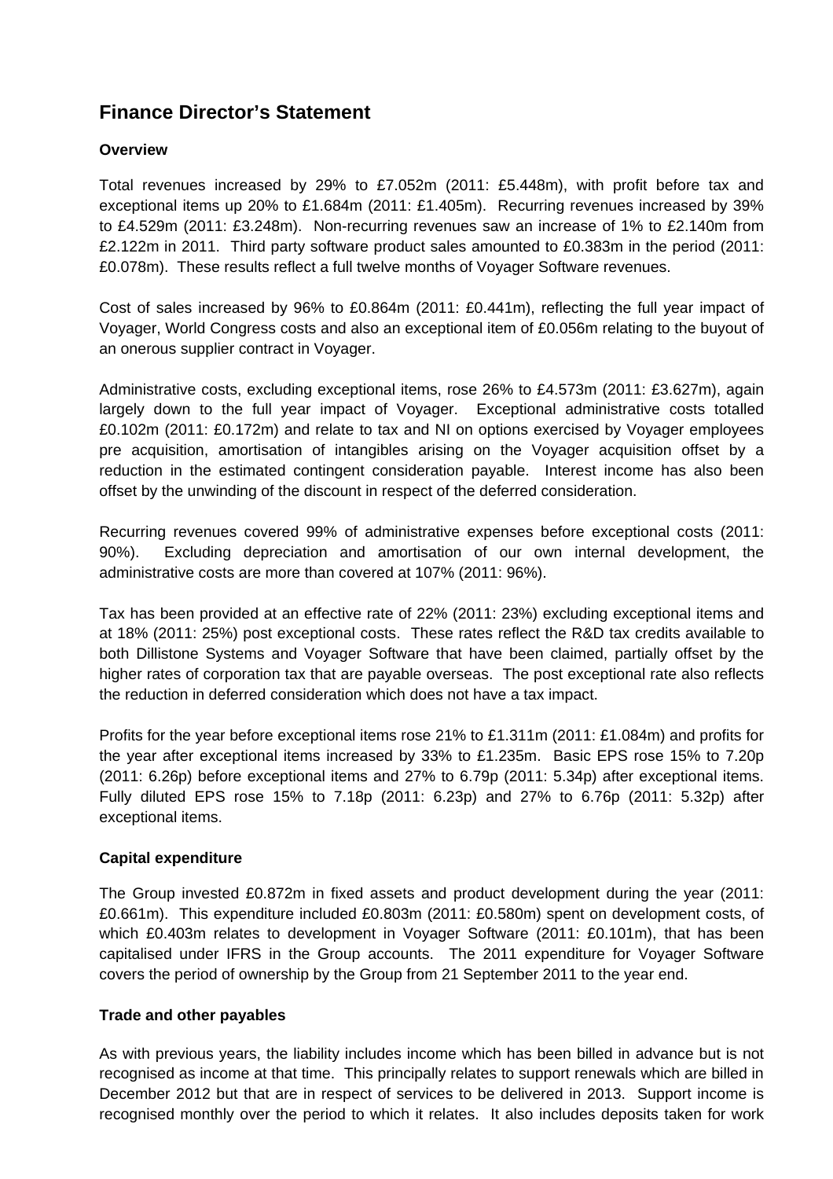## Finance Director's Statement

**Overview**

Total revenues increased by 29% to £7.052m (2011: £5.448m), with profit before tax and exceptional items up 20% to £1.684m (2011: £1.405m). Recurring revenues increased by 39% to £4.529m (2011: £3.248m). Non-recurring revenues saw an increase of 1% to £2.140m from £2.122m in 2011. Third party software product sales amounted to £0.383m in the period (2011: £0.078m). These results reflect a full twelve months of Voyager Software revenues.

Cost of sales increased by 96% to £0.864m (2011: £0.441m), reflecting the full year impact of Voyager, World Congress costs and also an exceptional item of £0.056m relating to the buyout of an onerous supplier contract in Voyager.

Administrative costs, excluding exceptional items, rose 26% to £4.573m (2011: £3.627m), again largely down to the full year impact of Voyager. Exceptional administrative costs totalled £0.102m (2011: £0.172m) and relate to tax and NI on options exercised by Voyager employees pre acquisition, amortisation of intangibles arising on the Voyager acquisition offset by a reduction in the estimated contingent consideration payable. Interest income has also been offset by the unwinding of the discount in respect of the deferred consideration.

Recurring revenues covered 99% of administrative expenses before exceptional costs (2011: 90%). Excluding depreciation and amortisation of our own internal development, the administrative costs are more than covered at 107% (2011: 96%).

Tax has been provided at an effective rate of 22% (2011: 23%) excluding exceptional items and at 18% (2011: 25%) post exceptional costs. These rates reflect the R&D tax credits available to both Dillistone Systems and Voyager Software that have been claimed, partially offset by the higher rates of corporation tax that are payable overseas. The post exceptional rate also reflects the reduction in deferred consideration which does not have a tax impact.

Profits for the year before exceptional items rose 21% to £1.311m (2011: £1.084m) and profits for the year after exceptional items increased by 33% to £1.235m. Basic EPS rose 15% to 7.20p (2011: 6.26p) before exceptional items and 27% to 6.79p (2011: 5.34p) after exceptional items. Fully diluted EPS rose 15% to 7.18p (2011: 6.23p) and 27% to 6.76p (2011: 5.32p) after exceptional items.

**Capital expenditure**

The Group invested £0.872m in fixed assets and product development during the year (2011: £0.661m). This expenditure included £0.803m (2011: £0.580m) spent on development costs, of which £0.403m relates to development in Voyager Software (2011: £0.101m), that has been capitalised under IFRS in the Group accounts. The 2011 expenditure for Voyager Software covers the period of ownership by the Group from 21 September 2011 to the year end.

**Trade and other payables**

As with previous years, the liability includes income which has been billed in advance but is not recognised as income at that time. This principally relates to support renewals which are billed in December 2012 but that are in respect of services to be delivered in 2013. Support income is recognised monthly over the period to which it relates. It also includes deposits taken for work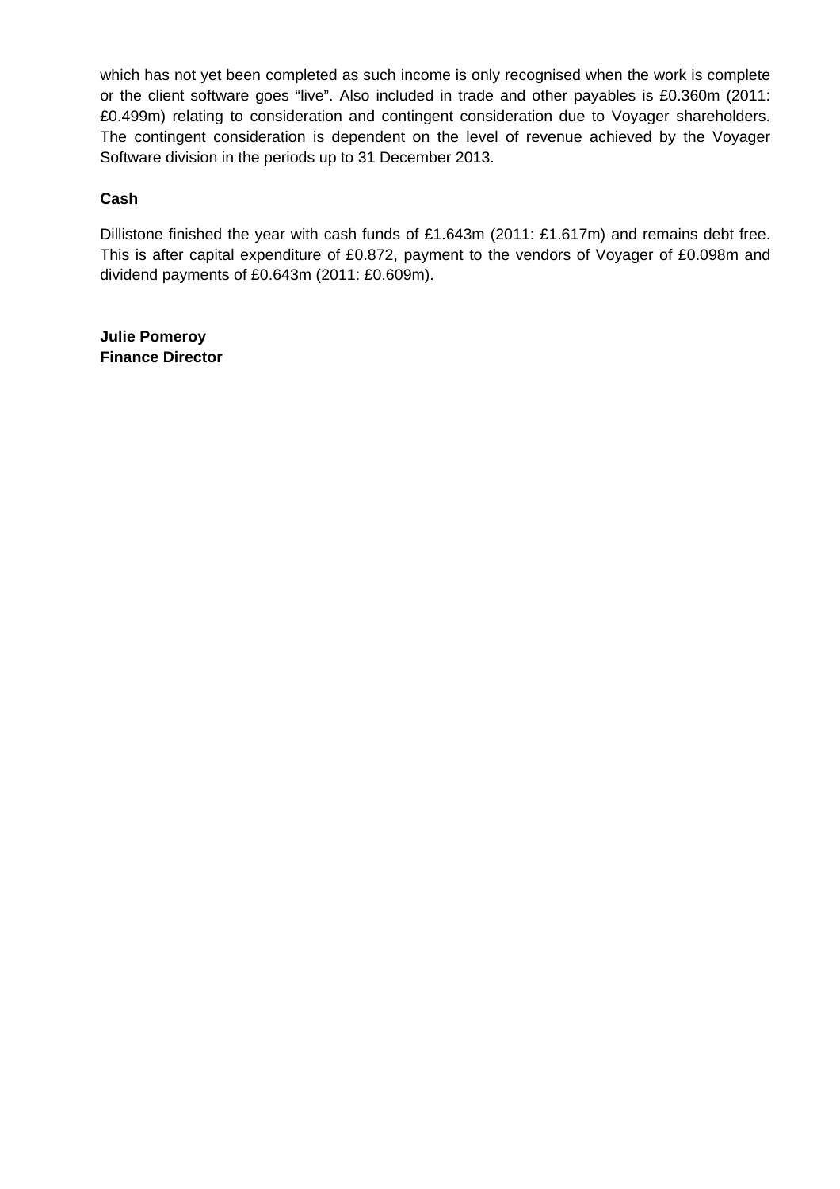which has not yet been completed as such income is only recognised when the work is complete or the client software goes "live". Also included in trade and other payables is £0.360m (2011: £0.499m) relating to consideration and contingent consideration due to Voyager shareholders. The contingent consideration is dependent on the level of revenue achieved by the Voyager Software division in the periods up to 31 December 2013.

**Cash**

Dillistone finished the year with cash funds of £1.643m (2011: £1.617m) and remains debt free. This is after capital expenditure of £0.872, payment to the vendors of Voyager of £0.098m and dividend payments of £0.643m (2011: £0.609m).

**Julie Pomeroy**
**Finance Director**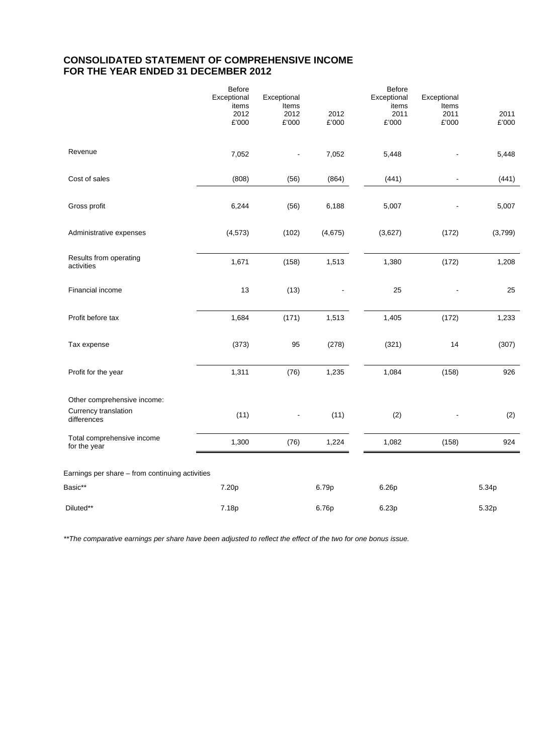# CONSOLIDATED STATEMENT OF COMPREHENSIVE INCOME
# FOR THE YEAR ENDED 31 DECEMBER 2012

| | Before Exceptional items 2012 £'000 | Exceptional Items 2012 £'000 | 2012 £'000 | Before Exceptional items 2011 £'000 | Exceptional Items 2011 £'000 | 2011 £'000 |
|---|---|---|---|---|---|---|
| Revenue | 7,052 | - | 7,052 | 5,448 | - | 5,448 |
| Cost of sales | (808) | (56) | (864) | (441) | - | (441) |
| Gross profit | 6,244 | (56) | 6,188 | 5,007 | - | 5,007 |
| Administrative expenses | (4,573) | (102) | (4,675) | (3,627) | (172) | (3,799) |
| Results from operating activities | 1,671 | (158) | 1,513 | 1,380 | (172) | 1,208 |
| Financial income | 13 | (13) | - | 25 | - | 25 |
| Profit before tax | 1,684 | (171) | 1,513 | 1,405 | (172) | 1,233 |
| Tax expense | (373) | 95 | (278) | (321) | 14 | (307) |
| Profit for the year | 1,311 | (76) | 1,235 | 1,084 | (158) | 926 |
| Other comprehensive income: | | | | | | |
| Currency translation differences | (11) | - | (11) | (2) | - | (2) |
| Total comprehensive income for the year | 1,300 | (76) | 1,224 | 1,082 | (158) | 924 |
| Earnings per share – from continuing activities | | | | | | |
| Basic** | 7.20p | | 6.79p | 6.26p | | 5.34p |
| Diluted** | 7.18p | | 6.76p | 6.23p | | 5.32p |

*\*\*The comparative earnings per share have been adjusted to reflect the effect of the two for one bonus issue.*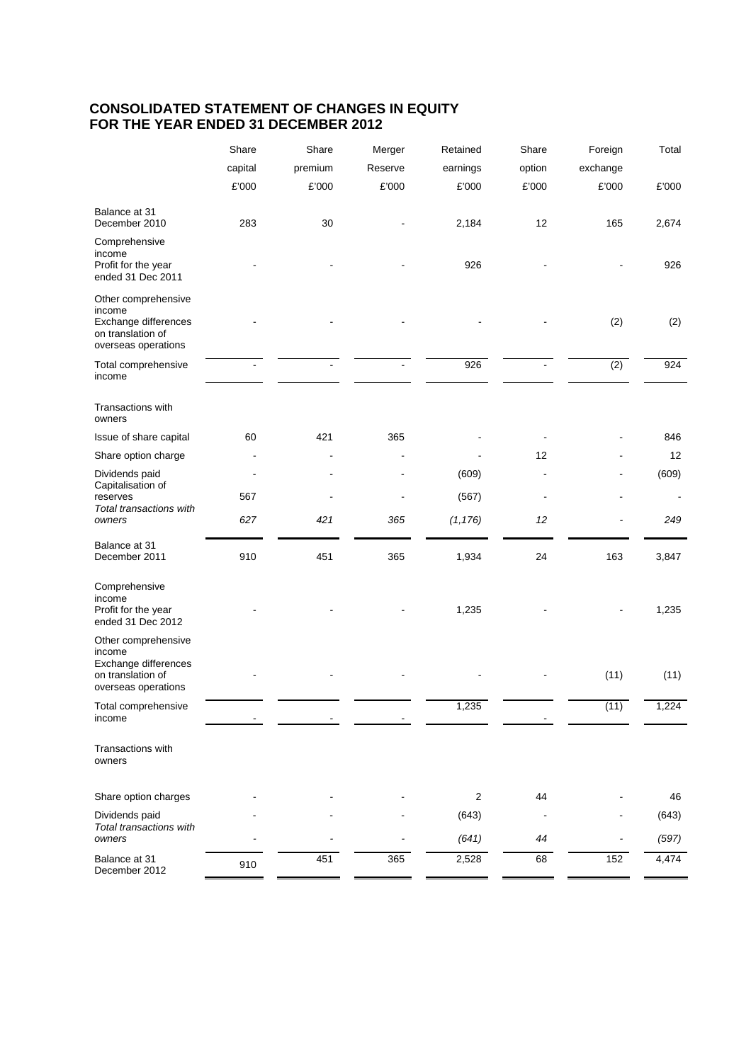# CONSOLIDATED STATEMENT OF CHANGES IN EQUITY
# FOR THE YEAR ENDED 31 DECEMBER 2012

| | Share capital £'000 | Share premium £'000 | Merger Reserve £'000 | Retained earnings £'000 | Share option £'000 | Foreign exchange £'000 | Total £'000 |
|---|---|---|---|---|---|---|---|
| Balance at 31 December 2010 | 283 | 30 | - | 2,184 | 12 | 165 | 2,674 |
| Comprehensive income<br>Profit for the year ended 31 Dec 2011 | - | - | - | 926 | - | - | 926 |
| Other comprehensive income<br>Exchange differences on translation of overseas operations | - | - | - | - | - | (2) | (2) |
| Total comprehensive income | - | - | - | 926 | - | (2) | 924 |
| Transactions with owners | | | | | | | |
| Issue of share capital | 60 | 421 | 365 | - | - | - | 846 |
| Share option charge | - | - | - | - | 12 | - | 12 |
| Dividends paid | - | - | - | (609) | - | - | (609) |
| Capitalisation of reserves | 567 | - | - | (567) | - | - | - |
| *Total transactions with owners* | *627* | *421* | *365* | *(1,176)* | *12* | - | *249* |
| Balance at 31 December 2011 | 910 | 451 | 365 | 1,934 | 24 | 163 | 3,847 |
| Comprehensive income<br>Profit for the year ended 31 Dec 2012 | - | - | - | 1,235 | - | - | 1,235 |
| Other comprehensive income<br>Exchange differences on translation of overseas operations | - | - | - | - | - | (11) | (11) |
| Total comprehensive income | - | - | - | 1,235 | - | (11) | 1,224 |
| Transactions with owners | | | | | | | |
| Share option charges | - | - | - | 2 | 44 | - | 46 |
| Dividends paid | - | - | - | (643) | - | - | (643) |
| *Total transactions with owners* | - | - | - | *(641)* | *44* | - | *(597)* |
| Balance at 31 December 2012 | 910 | 451 | 365 | 2,528 | 68 | 152 | 4,474 |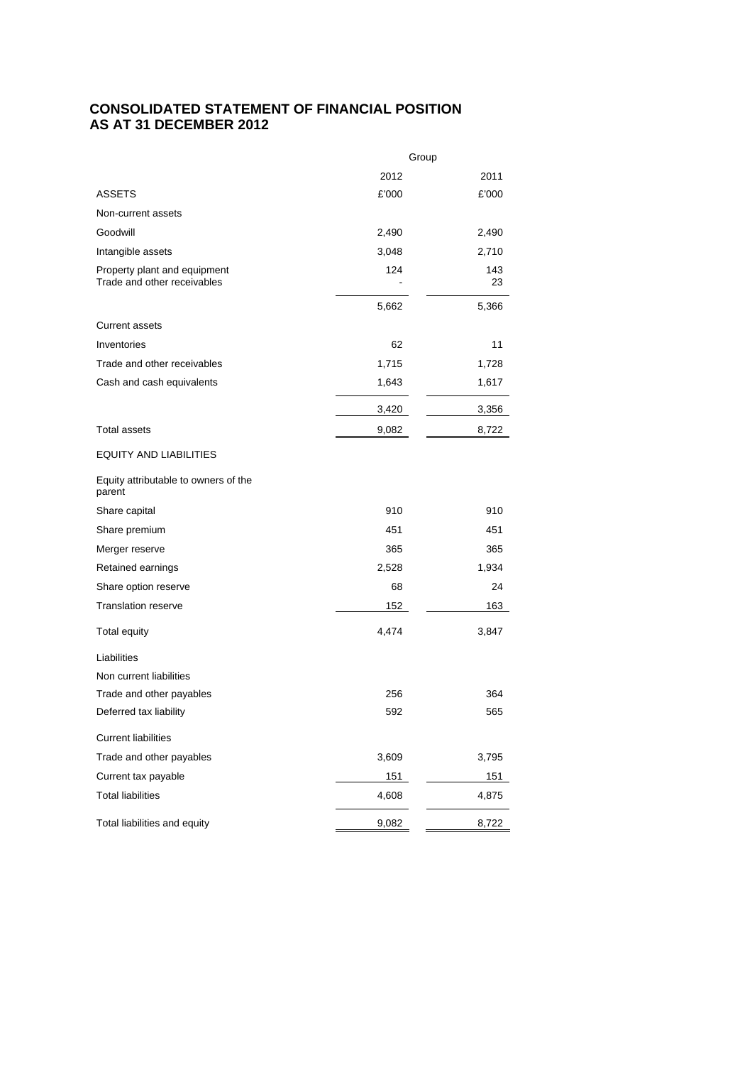# CONSOLIDATED STATEMENT OF FINANCIAL POSITION
# AS AT 31 DECEMBER 2012

| | Group | |
|---|---|---|
| | 2012 | 2011 |
| ASSETS | £'000 | £'000 |
| Non-current assets | | |
| Goodwill | 2,490 | 2,490 |
| Intangible assets | 3,048 | 2,710 |
| Property plant and equipment | 124 | 143 |
| Trade and other receivables | - | 23 |
| | 5,662 | 5,366 |
| Current assets | | |
| Inventories | 62 | 11 |
| Trade and other receivables | 1,715 | 1,728 |
| Cash and cash equivalents | 1,643 | 1,617 |
| | 3,420 | 3,356 |
| Total assets | 9,082 | 8,722 |
| EQUITY AND LIABILITIES | | |
| Equity attributable to owners of the parent | | |
| Share capital | 910 | 910 |
| Share premium | 451 | 451 |
| Merger reserve | 365 | 365 |
| Retained earnings | 2,528 | 1,934 |
| Share option reserve | 68 | 24 |
| Translation reserve | 152 | 163 |
| Total equity | 4,474 | 3,847 |
| Liabilities | | |
| Non current liabilities | | |
| Trade and other payables | 256 | 364 |
| Deferred tax liability | 592 | 565 |
| Current liabilities | | |
| Trade and other payables | 3,609 | 3,795 |
| Current tax payable | 151 | 151 |
| Total liabilities | 4,608 | 4,875 |
| Total liabilities and equity | 9,082 | 8,722 |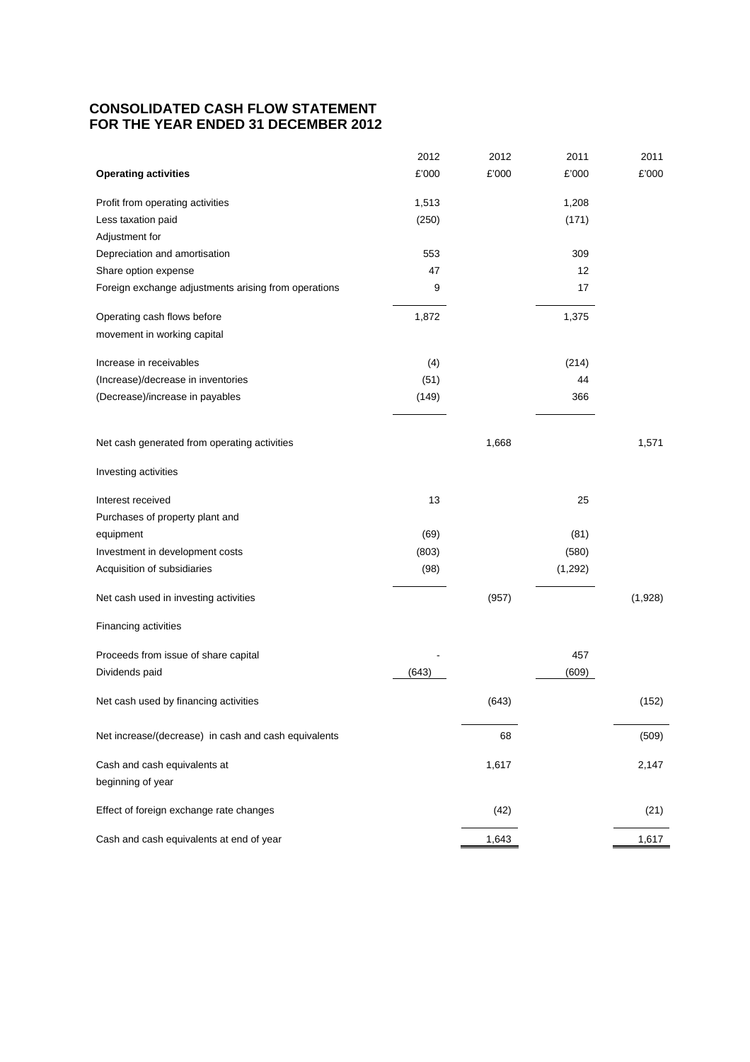# CONSOLIDATED CASH FLOW STATEMENT
# FOR THE YEAR ENDED 31 DECEMBER 2012

| | 2012 | 2012 | 2011 | 2011 |
|---|---|---|---|---|
| **Operating activities** | £'000 | £'000 | £'000 | £'000 |
| Profit from operating activities | 1,513 | | 1,208 | |
| Less taxation paid | (250) | | (171) | |
| Adjustment for | | | | |
| Depreciation and amortisation | 553 | | 309 | |
| Share option expense | 47 | | 12 | |
| Foreign exchange adjustments arising from operations | 9 | | 17 | |
| Operating cash flows before movement in working capital | 1,872 | | 1,375 | |
| Increase in receivables | (4) | | (214) | |
| (Increase)/decrease in inventories | (51) | | 44 | |
| (Decrease)/increase in payables | (149) | | 366 | |
| Net cash generated from operating activities | | 1,668 | | 1,571 |
| Investing activities | | | | |
| Interest received | 13 | | 25 | |
| Purchases of property plant and equipment | (69) | | (81) | |
| Investment in development costs | (803) | | (580) | |
| Acquisition of subsidiaries | (98) | | (1,292) | |
| Net cash used in investing activities | | (957) | | (1,928) |
| Financing activities | | | | |
| Proceeds from issue of share capital | - | | 457 | |
| Dividends paid | (643) | | (609) | |
| Net cash used by financing activities | | (643) | | (152) |
| Net increase/(decrease) in cash and cash equivalents | | 68 | | (509) |
| Cash and cash equivalents at beginning of year | | 1,617 | | 2,147 |
| Effect of foreign exchange rate changes | | (42) | | (21) |
| Cash and cash equivalents at end of year | | 1,643 | | 1,617 |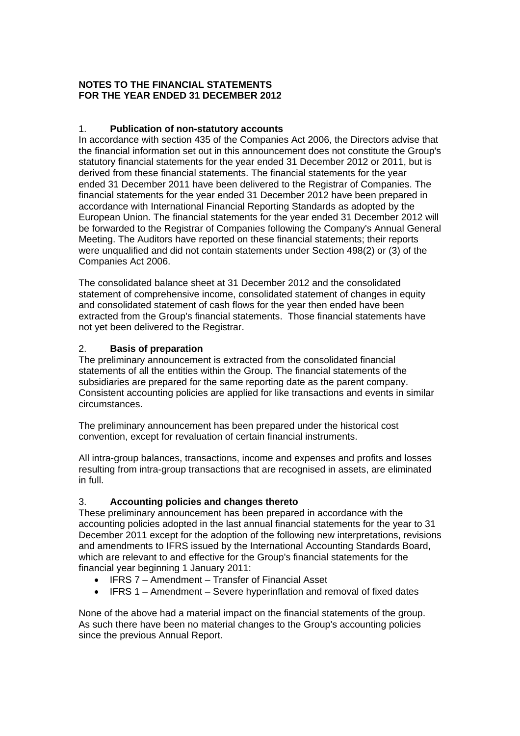**NOTES TO THE FINANCIAL STATEMENTS**
**FOR THE YEAR ENDED 31 DECEMBER 2012**

1. **Publication of non-statutory accounts**

In accordance with section 435 of the Companies Act 2006, the Directors advise that the financial information set out in this announcement does not constitute the Group's statutory financial statements for the year ended 31 December 2012 or 2011, but is derived from these financial statements. The financial statements for the year ended 31 December 2011 have been delivered to the Registrar of Companies. The financial statements for the year ended 31 December 2012 have been prepared in accordance with International Financial Reporting Standards as adopted by the European Union. The financial statements for the year ended 31 December 2012 will be forwarded to the Registrar of Companies following the Company's Annual General Meeting. The Auditors have reported on these financial statements; their reports were unqualified and did not contain statements under Section 498(2) or (3) of the Companies Act 2006.

The consolidated balance sheet at 31 December 2012 and the consolidated statement of comprehensive income, consolidated statement of changes in equity and consolidated statement of cash flows for the year then ended have been extracted from the Group's financial statements. Those financial statements have not yet been delivered to the Registrar.

2. **Basis of preparation**

The preliminary announcement is extracted from the consolidated financial statements of all the entities within the Group. The financial statements of the subsidiaries are prepared for the same reporting date as the parent company. Consistent accounting policies are applied for like transactions and events in similar circumstances.

The preliminary announcement has been prepared under the historical cost convention, except for revaluation of certain financial instruments.

All intra-group balances, transactions, income and expenses and profits and losses resulting from intra-group transactions that are recognised in assets, are eliminated in full.

3. **Accounting policies and changes thereto**

These preliminary announcement has been prepared in accordance with the accounting policies adopted in the last annual financial statements for the year to 31 December 2011 except for the adoption of the following new interpretations, revisions and amendments to IFRS issued by the International Accounting Standards Board, which are relevant to and effective for the Group's financial statements for the financial year beginning 1 January 2011:

- IFRS 7 – Amendment – Transfer of Financial Asset
- IFRS 1 – Amendment – Severe hyperinflation and removal of fixed dates

None of the above had a material impact on the financial statements of the group. As such there have been no material changes to the Group's accounting policies since the previous Annual Report.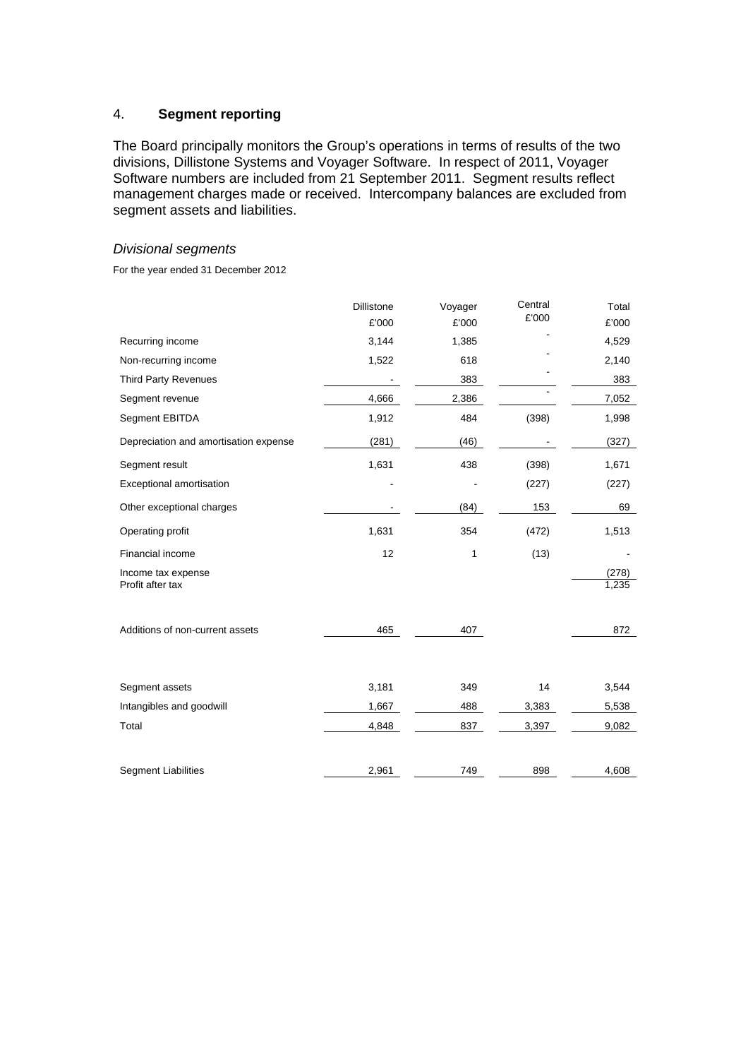## 4. **Segment reporting**

The Board principally monitors the Group's operations in terms of results of the two divisions, Dillistone Systems and Voyager Software. In respect of 2011, Voyager Software numbers are included from 21 September 2011. Segment results reflect management charges made or received. Intercompany balances are excluded from segment assets and liabilities.

### *Divisional segments*

For the year ended 31 December 2012

| | Dillistone | Voyager | Central | Total |
|---|---|---|---|---|
| | £'000 | £'000 | £'000 | £'000 |
| Recurring income | 3,144 | 1,385 | - | 4,529 |
| Non-recurring income | 1,522 | 618 | - | 2,140 |
| Third Party Revenues | - | 383 | - | 383 |
| Segment revenue | 4,666 | 2,386 | - | 7,052 |
| Segment EBITDA | 1,912 | 484 | (398) | 1,998 |
| Depreciation and amortisation expense | (281) | (46) | - | (327) |
| Segment result | 1,631 | 438 | (398) | 1,671 |
| Exceptional amortisation | - | - | (227) | (227) |
| Other exceptional charges | - | (84) | 153 | 69 |
| Operating profit | 1,631 | 354 | (472) | 1,513 |
| Financial income | 12 | 1 | (13) | - |
| Income tax expense | | | | (278) |
| Profit after tax | | | | 1,235 |
| | | | | |
| Additions of non-current assets | 465 | 407 | | 872 |
| | | | | |
| Segment assets | 3,181 | 349 | 14 | 3,544 |
| Intangibles and goodwill | 1,667 | 488 | 3,383 | 5,538 |
| Total | 4,848 | 837 | 3,397 | 9,082 |
| | | | | |
| Segment Liabilities | 2,961 | 749 | 898 | 4,608 |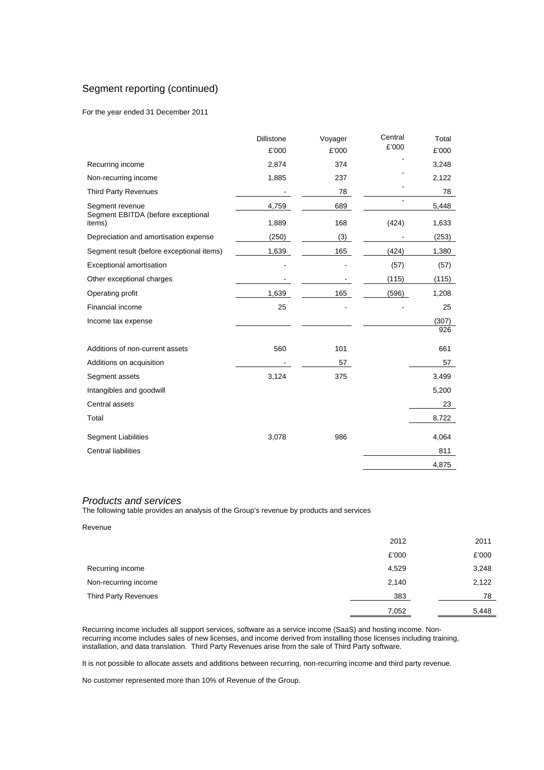## Segment reporting (continued)

For the year ended 31 December 2011

| | Dillistone £'000 | Voyager £'000 | Central £'000 | Total £'000 |
|---|---|---|---|---|
| Recurring income | 2,874 | 374 | - | 3,248 |
| Non-recurring income | 1,885 | 237 | - | 2,122 |
| Third Party Revenues | - | 78 | - | 78 |
| Segment revenue | 4,759 | 689 | - | 5,448 |
| Segment EBITDA (before exceptional items) | 1,889 | 168 | (424) | 1,633 |
| Depreciation and amortisation expense | (250) | (3) | - | (253) |
| Segment result (before exceptional items) | 1,639 | 165 | (424) | 1,380 |
| Exceptional amortisation | - | - | (57) | (57) |
| Other exceptional charges | - | - | (115) | (115) |
| Operating profit | 1,639 | 165 | (596) | 1,208 |
| Financial income | 25 | - | - | 25 |
| Income tax expense | | | | (307) |
| | | | | 926 |
| Additions of non-current assets | 560 | 101 | | 661 |
| Additions on acquisition | - | 57 | | 57 |
| Segment assets | 3,124 | 375 | | 3,499 |
| Intangibles and goodwill | | | | 5,200 |
| Central assets | | | | 23 |
| Total | | | | 8,722 |
| Segment Liabilities | 3,078 | 986 | | 4,064 |
| Central liabilities | | | | 811 |
| | | | | 4,875 |

### *Products and services*

The following table provides an analysis of the Group's revenue by products and services

Revenue

| | 2012 £'000 | 2011 £'000 |
|---|---|---|
| Recurring income | 4,529 | 3,248 |
| Non-recurring income | 2,140 | 2,122 |
| Third Party Revenues | 383 | 78 |
| | 7,052 | 5,448 |

Recurring income includes all support services, software as a service income (SaaS) and hosting income. Non-recurring income includes sales of new licenses, and income derived from installing those licenses including training, installation, and data translation. Third Party Revenues arise from the sale of Third Party software.

It is not possible to allocate assets and additions between recurring, non-recurring income and third party revenue.

No customer represented more than 10% of Revenue of the Group.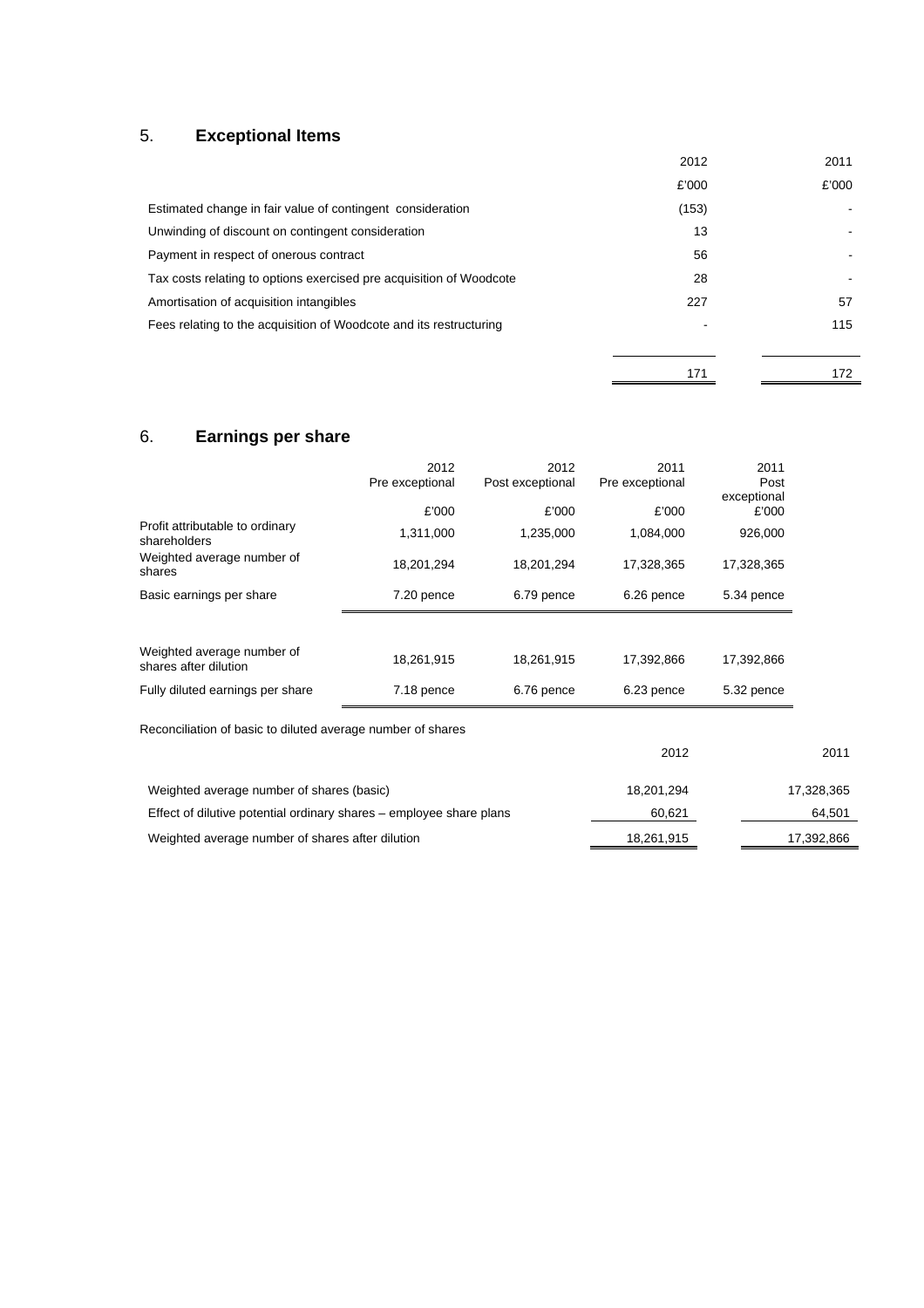## 5. **Exceptional Items**

| | 2012 | 2011 |
|---|---|---|
| | £'000 | £'000 |
| Estimated change in fair value of contingent consideration | (153) | - |
| Unwinding of discount on contingent consideration | 13 | - |
| Payment in respect of onerous contract | 56 | - |
| Tax costs relating to options exercised pre acquisition of Woodcote | 28 | - |
| Amortisation of acquisition intangibles | 227 | 57 |
| Fees relating to the acquisition of Woodcote and its restructuring | - | 115 |
| | 171 | 172 |

## 6. **Earnings per share**

| | 2012 Pre exceptional | 2012 Post exceptional | 2011 Pre exceptional | 2011 Post exceptional |
|---|---|---|---|---|
| | £'000 | £'000 | £'000 | £'000 |
| Profit attributable to ordinary shareholders | 1,311,000 | 1,235,000 | 1,084,000 | 926,000 |
| Weighted average number of shares | 18,201,294 | 18,201,294 | 17,328,365 | 17,328,365 |
| Basic earnings per share | 7.20 pence | 6.79 pence | 6.26 pence | 5.34 pence |
| Weighted average number of shares after dilution | 18,261,915 | 18,261,915 | 17,392,866 | 17,392,866 |
| Fully diluted earnings per share | 7.18 pence | 6.76 pence | 6.23 pence | 5.32 pence |

Reconciliation of basic to diluted average number of shares

| | 2012 | 2011 |
|---|---|---|
| Weighted average number of shares (basic) | 18,201,294 | 17,328,365 |
| Effect of dilutive potential ordinary shares – employee share plans | 60,621 | 64,501 |
| Weighted average number of shares after dilution | 18,261,915 | 17,392,866 |